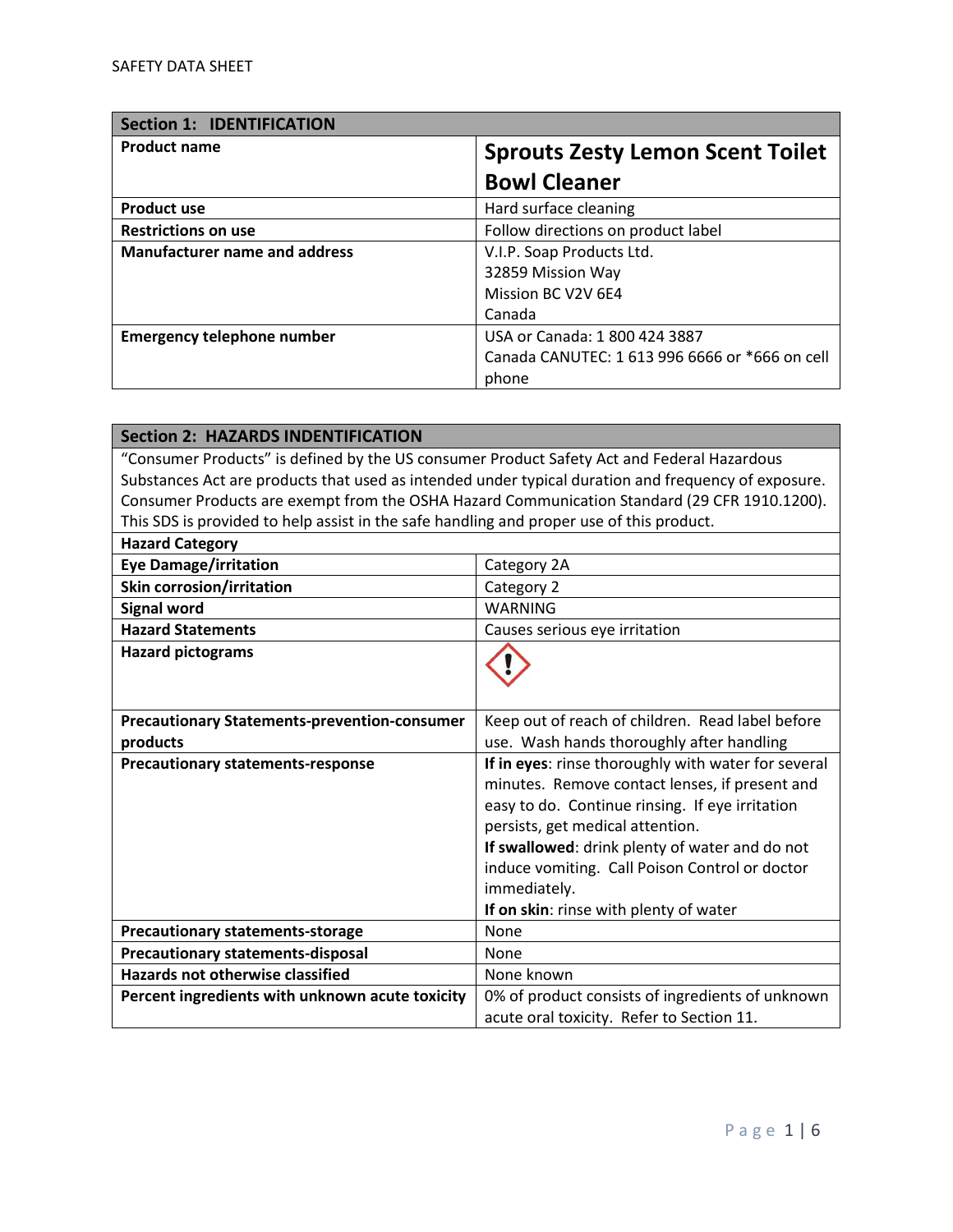SAFETY DATA SHEET

| **Section 1: IDENTIFICATION** | |
|---|---|
| **Product name** | **Sprouts Zesty Lemon Scent Toilet Bowl Cleaner** |
| **Product use** | Hard surface cleaning |
| **Restrictions on use** | Follow directions on product label |
| **Manufacturer name and address** | V.I.P. Soap Products Ltd.<br>32859 Mission Way<br>Mission BC V2V 6E4<br>Canada |
| **Emergency telephone number** | USA or Canada: 1 800 424 3887<br>Canada CANUTEC: 1 613 996 6666 or *666 on cell phone |

| **Section 2: HAZARDS INDENTIFICATION** | |
|---|---|
| "Consumer Products" is defined by the US consumer Product Safety Act and Federal Hazardous Substances Act are products that used as intended under typical duration and frequency of exposure. Consumer Products are exempt from the OSHA Hazard Communication Standard (29 CFR 1910.1200). This SDS is provided to help assist in the safe handling and proper use of this product. | |
| **Hazard Category** | |
| **Eye Damage/irritation** | Category 2A |
| **Skin corrosion/irritation** | Category 2 |
| **Signal word** | WARNING |
| **Hazard Statements** | Causes serious eye irritation |
| **Hazard pictograms** | |
| **Precautionary Statements-prevention-consumer products** | Keep out of reach of children. Read label before use. Wash hands thoroughly after handling |
| **Precautionary statements-response** | **If in eyes**: rinse thoroughly with water for several minutes. Remove contact lenses, if present and easy to do. Continue rinsing. If eye irritation persists, get medical attention.<br>**If swallowed**: drink plenty of water and do not induce vomiting. Call Poison Control or doctor immediately.<br>**If on skin**: rinse with plenty of water |
| **Precautionary statements-storage** | None |
| **Precautionary statements-disposal** | None |
| **Hazards not otherwise classified** | None known |
| **Percent ingredients with unknown acute toxicity** | 0% of product consists of ingredients of unknown acute oral toxicity. Refer to Section 11. |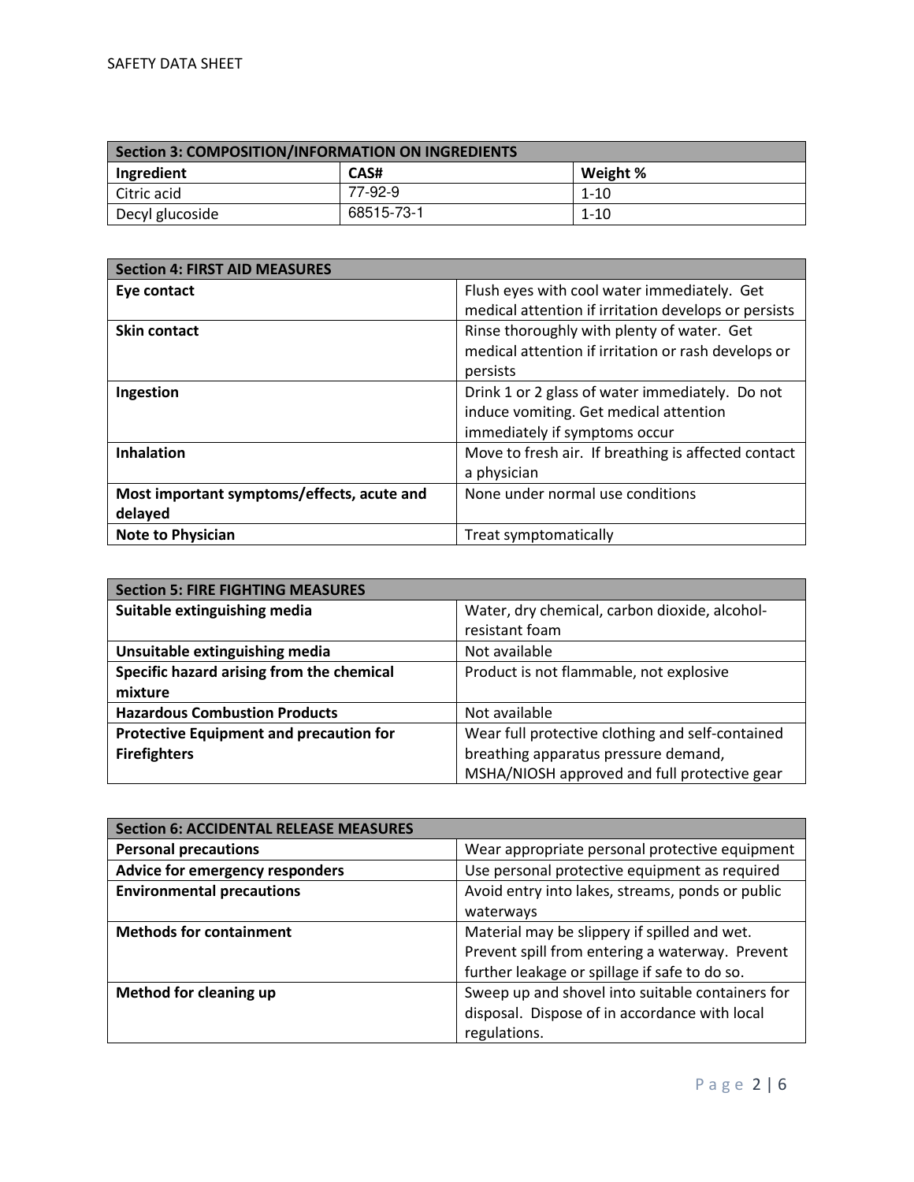| Section 3: COMPOSITION/INFORMATION ON INGREDIENTS | | |
|---|---|---|
| **Ingredient** | **CAS#** | **Weight %** |
| Citric acid | 77-92-9 | 1-10 |
| Decyl glucoside | 68515-73-1 | 1-10 |

| Section 4: FIRST AID MEASURES | |
|---|---|
| **Eye contact** | Flush eyes with cool water immediately. Get medical attention if irritation develops or persists |
| **Skin contact** | Rinse thoroughly with plenty of water. Get medical attention if irritation or rash develops or persists |
| **Ingestion** | Drink 1 or 2 glass of water immediately. Do not induce vomiting. Get medical attention immediately if symptoms occur |
| **Inhalation** | Move to fresh air. If breathing is affected contact a physician |
| **Most important symptoms/effects, acute and delayed** | None under normal use conditions |
| **Note to Physician** | Treat symptomatically |

| Section 5: FIRE FIGHTING MEASURES | |
|---|---|
| **Suitable extinguishing media** | Water, dry chemical, carbon dioxide, alcohol-resistant foam |
| **Unsuitable extinguishing media** | Not available |
| **Specific hazard arising from the chemical mixture** | Product is not flammable, not explosive |
| **Hazardous Combustion Products** | Not available |
| **Protective Equipment and precaution for Firefighters** | Wear full protective clothing and self-contained breathing apparatus pressure demand, MSHA/NIOSH approved and full protective gear |

| Section 6: ACCIDENTAL RELEASE MEASURES | |
|---|---|
| **Personal precautions** | Wear appropriate personal protective equipment |
| **Advice for emergency responders** | Use personal protective equipment as required |
| **Environmental precautions** | Avoid entry into lakes, streams, ponds or public waterways |
| **Methods for containment** | Material may be slippery if spilled and wet. Prevent spill from entering a waterway. Prevent further leakage or spillage if safe to do so. |
| **Method for cleaning up** | Sweep up and shovel into suitable containers for disposal. Dispose of in accordance with local regulations. |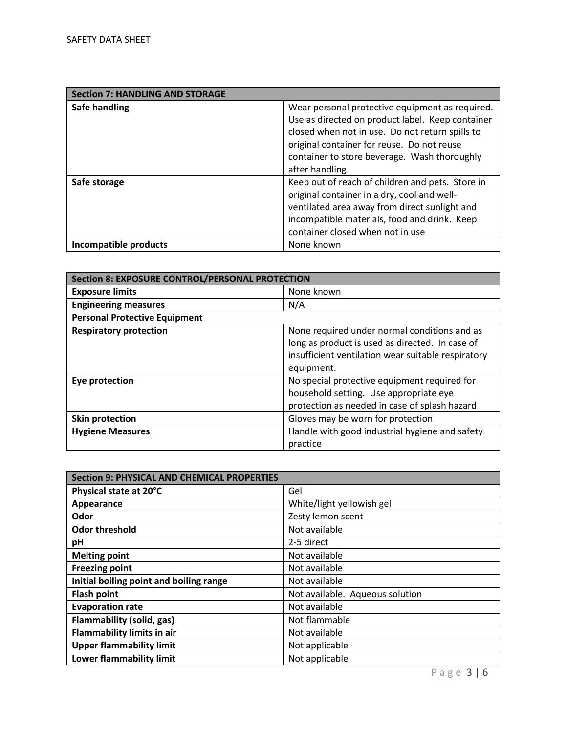| Section 7: HANDLING AND STORAGE | |
|---|---|
| **Safe handling** | Wear personal protective equipment as required. Use as directed on product label. Keep container closed when not in use. Do not return spills to original container for reuse. Do not reuse container to store beverage. Wash thoroughly after handling. |
| **Safe storage** | Keep out of reach of children and pets. Store in original container in a dry, cool and well-ventilated area away from direct sunlight and incompatible materials, food and drink. Keep container closed when not in use |
| **Incompatible products** | None known |

| Section 8: EXPOSURE CONTROL/PERSONAL PROTECTION | |
|---|---|
| **Exposure limits** | None known |
| **Engineering measures** | N/A |
| **Personal Protective Equipment** | |
| **Respiratory protection** | None required under normal conditions and as long as product is used as directed. In case of insufficient ventilation wear suitable respiratory equipment. |
| **Eye protection** | No special protective equipment required for household setting. Use appropriate eye protection as needed in case of splash hazard |
| **Skin protection** | Gloves may be worn for protection |
| **Hygiene Measures** | Handle with good industrial hygiene and safety practice |

| Section 9: PHYSICAL AND CHEMICAL PROPERTIES | |
|---|---|
| **Physical state at 20°C** | Gel |
| **Appearance** | White/light yellowish gel |
| **Odor** | Zesty lemon scent |
| **Odor threshold** | Not available |
| **pH** | 2-5 direct |
| **Melting point** | Not available |
| **Freezing point** | Not available |
| **Initial boiling point and boiling range** | Not available |
| **Flash point** | Not available. Aqueous solution |
| **Evaporation rate** | Not available |
| **Flammability (solid, gas)** | Not flammable |
| **Flammability limits in air** | Not available |
| **Upper flammability limit** | Not applicable |
| **Lower flammability limit** | Not applicable |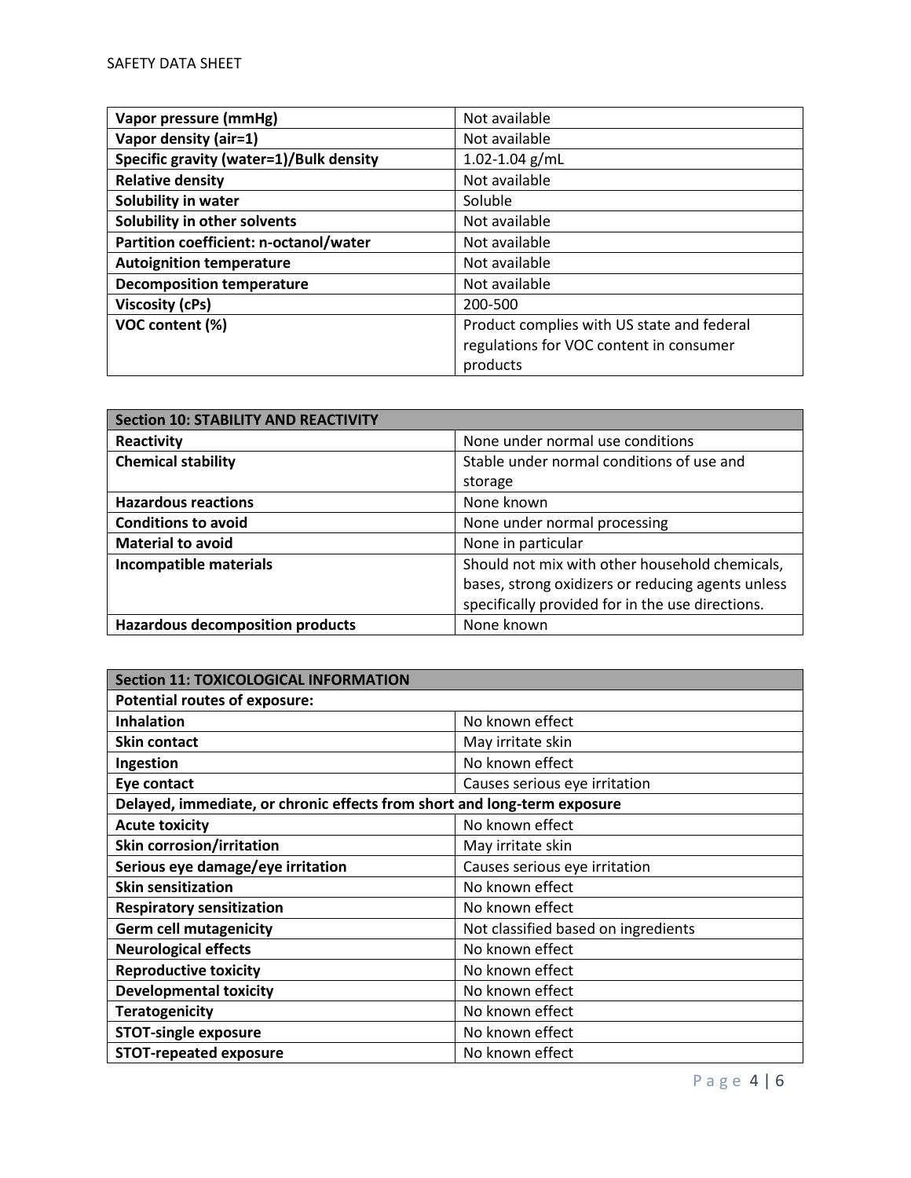| | |
|---|---|
| **Vapor pressure (mmHg)** | Not available |
| **Vapor density (air=1)** | Not available |
| **Specific gravity (water=1)/Bulk density** | 1.02-1.04 g/mL |
| **Relative density** | Not available |
| **Solubility in water** | Soluble |
| **Solubility in other solvents** | Not available |
| **Partition coefficient: n-octanol/water** | Not available |
| **Autoignition temperature** | Not available |
| **Decomposition temperature** | Not available |
| **Viscosity (cPs)** | 200-500 |
| **VOC content (%)** | Product complies with US state and federal regulations for VOC content in consumer products |

| **Section 10: STABILITY AND REACTIVITY** | |
|---|---|
| **Reactivity** | None under normal use conditions |
| **Chemical stability** | Stable under normal conditions of use and storage |
| **Hazardous reactions** | None known |
| **Conditions to avoid** | None under normal processing |
| **Material to avoid** | None in particular |
| **Incompatible materials** | Should not mix with other household chemicals, bases, strong oxidizers or reducing agents unless specifically provided for in the use directions. |
| **Hazardous decomposition products** | None known |

| **Section 11: TOXICOLOGICAL INFORMATION** | |
|---|---|
| **Potential routes of exposure:** | |
| **Inhalation** | No known effect |
| **Skin contact** | May irritate skin |
| **Ingestion** | No known effect |
| **Eye contact** | Causes serious eye irritation |
| **Delayed, immediate, or chronic effects from short and long-term exposure** | |
| **Acute toxicity** | No known effect |
| **Skin corrosion/irritation** | May irritate skin |
| **Serious eye damage/eye irritation** | Causes serious eye irritation |
| **Skin sensitization** | No known effect |
| **Respiratory sensitization** | No known effect |
| **Germ cell mutagenicity** | Not classified based on ingredients |
| **Neurological effects** | No known effect |
| **Reproductive toxicity** | No known effect |
| **Developmental toxicity** | No known effect |
| **Teratogenicity** | No known effect |
| **STOT-single exposure** | No known effect |
| **STOT-repeated exposure** | No known effect |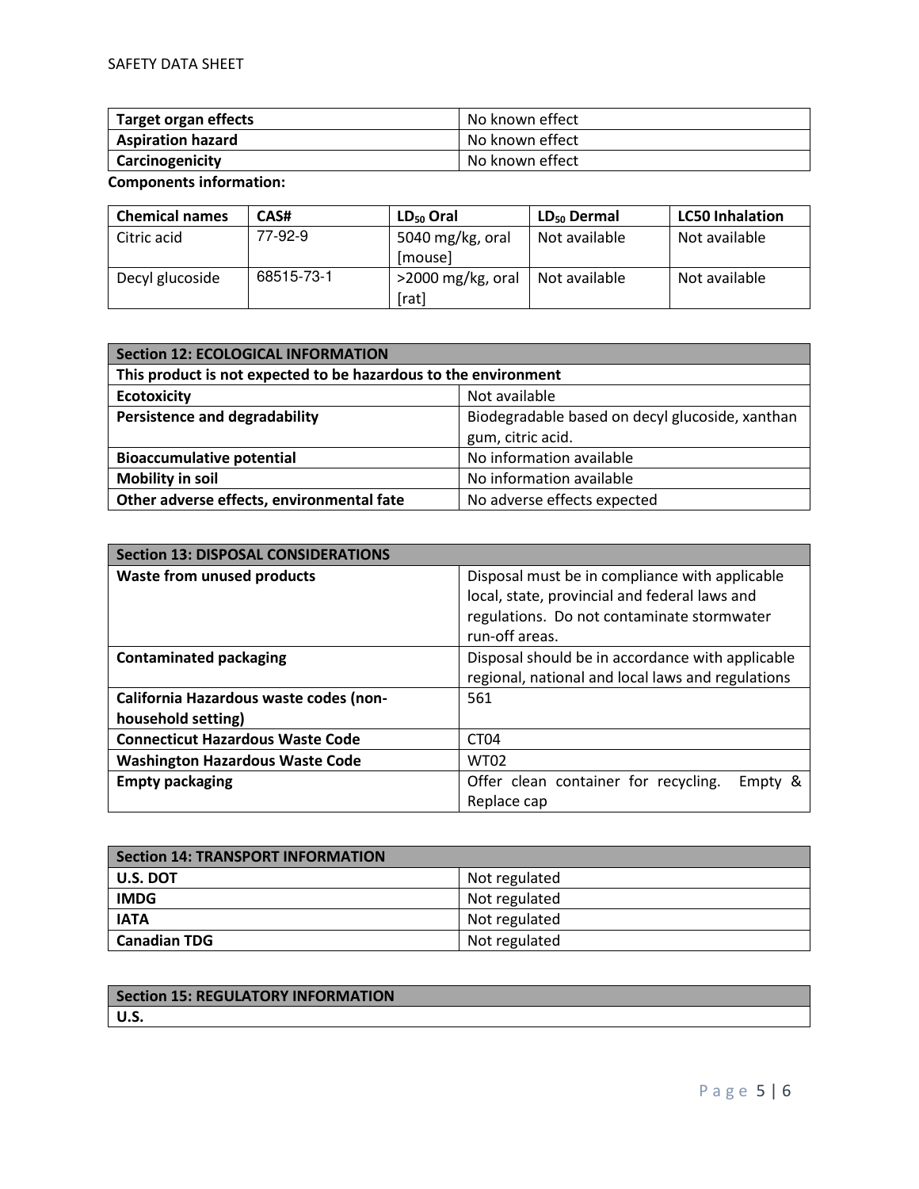| Target organ effects | No known effect |
|---|---|
| Aspiration hazard | No known effect |
| Carcinogenicity | No known effect |

**Components information:**

| Chemical names | CAS# | $LD_{50}$ Oral | $LD_{50}$ Dermal | LC50 Inhalation |
|---|---|---|---|---|
| Citric acid | 77-92-9 | 5040 mg/kg, oral [mouse] | Not available | Not available |
| Decyl glucoside | 68515-73-1 | >2000 mg/kg, oral [rat] | Not available | Not available |

| Section 12: ECOLOGICAL INFORMATION | |
|---|---|
| This product is not expected to be hazardous to the environment | |
| Ecotoxicity | Not available |
| Persistence and degradability | Biodegradable based on decyl glucoside, xanthan gum, citric acid. |
| Bioaccumulative potential | No information available |
| Mobility in soil | No information available |
| Other adverse effects, environmental fate | No adverse effects expected |

| Section 13: DISPOSAL CONSIDERATIONS | |
|---|---|
| Waste from unused products | Disposal must be in compliance with applicable local, state, provincial and federal laws and regulations. Do not contaminate stormwater run-off areas. |
| Contaminated packaging | Disposal should be in accordance with applicable regional, national and local laws and regulations |
| California Hazardous waste codes (non-household setting) | 561 |
| Connecticut Hazardous Waste Code | CT04 |
| Washington Hazardous Waste Code | WT02 |
| Empty packaging | Offer clean container for recycling. Empty & Replace cap |

| Section 14: TRANSPORT INFORMATION | |
|---|---|
| U.S. DOT | Not regulated |
| IMDG | Not regulated |
| IATA | Not regulated |
| Canadian TDG | Not regulated |

| Section 15: REGULATORY INFORMATION |
|---|
| U.S. |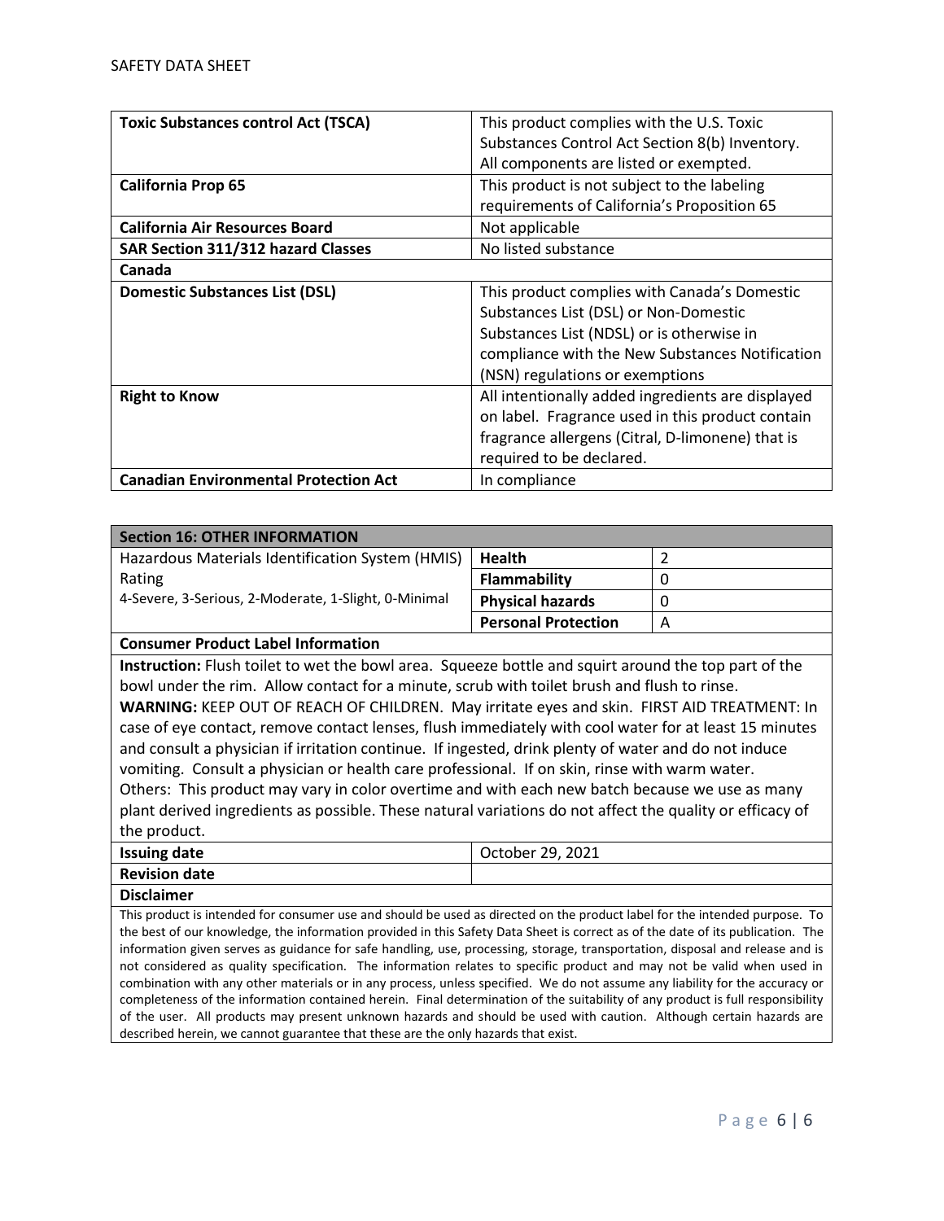| | |
|---|---|
| **Toxic Substances control Act (TSCA)** | This product complies with the U.S. Toxic Substances Control Act Section 8(b) Inventory. All components are listed or exempted. |
| **California Prop 65** | This product is not subject to the labeling requirements of California's Proposition 65 |
| **California Air Resources Board** | Not applicable |
| **SAR Section 311/312 hazard Classes** | No listed substance |
| **Canada** | |
| **Domestic Substances List (DSL)** | This product complies with Canada's Domestic Substances List (DSL) or Non-Domestic Substances List (NDSL) or is otherwise in compliance with the New Substances Notification (NSN) regulations or exemptions |
| **Right to Know** | All intentionally added ingredients are displayed on label. Fragrance used in this product contain fragrance allergens (Citral, D-limonene) that is required to be declared. |
| **Canadian Environmental Protection Act** | In compliance |

## Section 16: OTHER INFORMATION

| | | |
|---|---|---|
| Hazardous Materials Identification System (HMIS) Rating<br>4-Severe, 3-Serious, 2-Moderate, 1-Slight, 0-Minimal | **Health** | 2 |
| | **Flammability** | 0 |
| | **Physical hazards** | 0 |
| | **Personal Protection** | A |

**Consumer Product Label Information**

**Instruction:** Flush toilet to wet the bowl area. Squeeze bottle and squirt around the top part of the bowl under the rim. Allow contact for a minute, scrub with toilet brush and flush to rinse.
**WARNING:** KEEP OUT OF REACH OF CHILDREN. May irritate eyes and skin. FIRST AID TREATMENT: In case of eye contact, remove contact lenses, flush immediately with cool water for at least 15 minutes and consult a physician if irritation continue. If ingested, drink plenty of water and do not induce vomiting. Consult a physician or health care professional. If on skin, rinse with warm water.
Others: This product may vary in color overtime and with each new batch because we use as many plant derived ingredients as possible. These natural variations do not affect the quality or efficacy of the product.

| | |
|---|---|
| **Issuing date** | October 29, 2021 |
| **Revision date** | |

**Disclaimer**

This product is intended for consumer use and should be used as directed on the product label for the intended purpose. To the best of our knowledge, the information provided in this Safety Data Sheet is correct as of the date of its publication. The information given serves as guidance for safe handling, use, processing, storage, transportation, disposal and release and is not considered as quality specification. The information relates to specific product and may not be valid when used in combination with any other materials or in any process, unless specified. We do not assume any liability for the accuracy or completeness of the information contained herein. Final determination of the suitability of any product is full responsibility of the user. All products may present unknown hazards and should be used with caution. Although certain hazards are described herein, we cannot guarantee that these are the only hazards that exist.